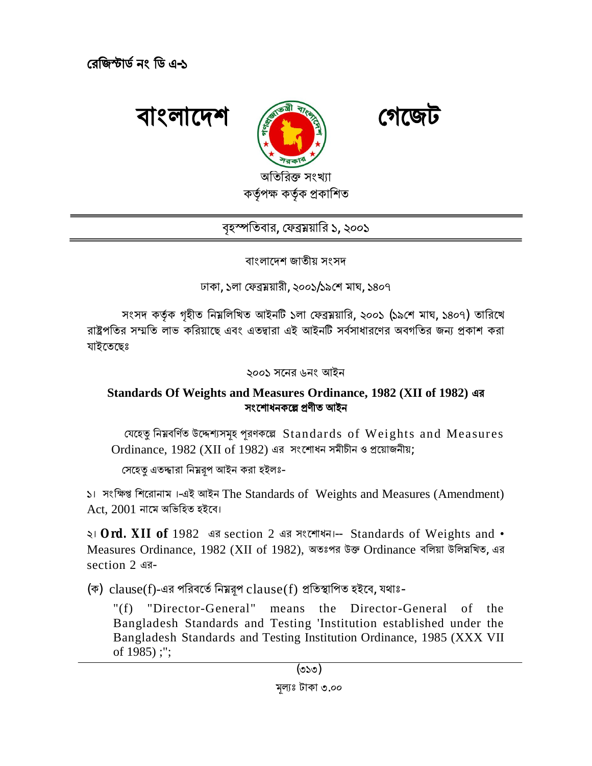রেজিস্টার্ড নং ডি এ-১

# বাংলাদেশ গেজেট

অতিরিক্ত সংখ্যা
কর্তৃপক্ষ কর্তৃক প্রকাশিত

বৃহস্পতিবার, ফেব্রুয়ারি ১, ২০০১

বাংলাদেশ জাতীয় সংসদ

ঢাকা, ১লা ফেব্রুয়ারী, ২০০১/১৯শে মাঘ, ১৪০৭

সংসদ কর্তৃক গৃহীত নিম্নলিখিত আইনটি ১লা ফেব্রুয়ারি, ২০০১ (১৯শে মাঘ, ১৪০৭) তারিখে রাষ্ট্রপতির সম্মতি লাভ করিয়াছে এবং এতদ্বারা এই আইনটি সর্বসাধারণের অবগতির জন্য প্রকাশ করা যাইতেছেঃ

২০০১ সনের ৬নং আইন

## Standards Of Weights and Measures Ordinance, 1982 (XII of 1982) এর সংশোধনকল্পে প্রণীত আইন

যেহেতু নিম্নবর্ণিত উদ্দেশ্যসমূহ পূরণকল্পে Standards of Weights and Measures Ordinance, 1982 (XII of 1982) এর সংশোধন সমীচীন ও প্রয়োজনীয়;

সেহেতু এতদ্দ্বারা নিম্নরূপ আইন করা হইলঃ-

১। সংক্ষিপ্ত শিরোনাম ।-এই আইন The Standards of Weights and Measures (Amendment) Act, 2001 নামে অভিহিত হইবে।

২। **Ord. XII of** 1982 এর section 2 এর সংশোধন।-- Standards of Weights and • Measures Ordinance, 1982 (XII of 1982), অতঃপর উক্ত Ordinance বলিয়া উলিস্নখিত, এর section 2 এর-

(ক) clause(f)-এর পরিবর্তে নিম্নরূপ clause(f) প্রতিস্থাপিত হইবে, যথাঃ-

"(f) "Director-General" means the Director-General of the Bangladesh Standards and Testing 'Institution established under the Bangladesh Standards and Testing Institution Ordinance, 1985 (XXX VII of 1985) ;";

মূল্যঃ টাকা ৩.০০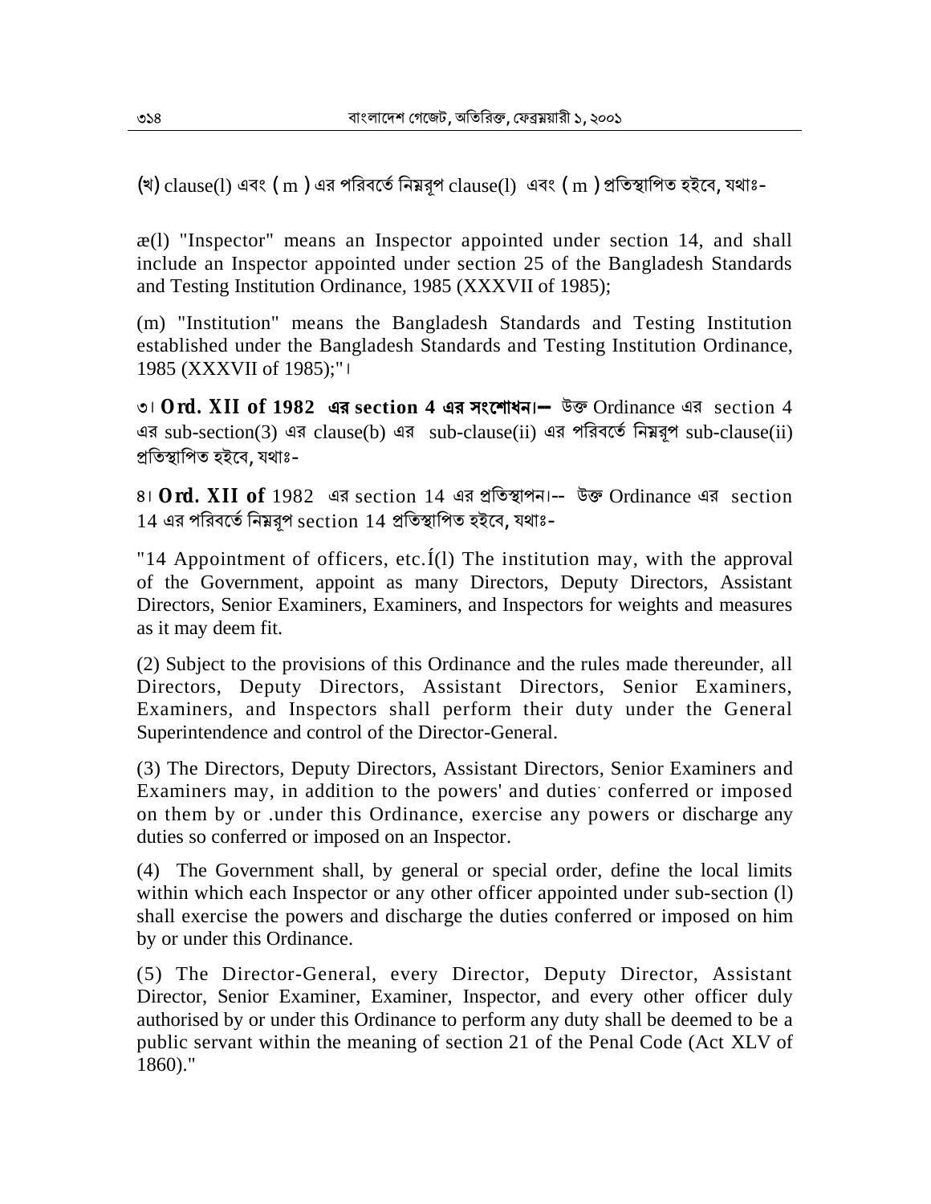(খ) clause(l) এবং ( m ) এর পরিবর্তে নিম্নরূপ clause(l) এবং ( m ) প্রতিস্থাপিত হইবে, যথাঃ-

æ(l) "Inspector" means an Inspector appointed under section 14, and shall include an Inspector appointed under section 25 of the Bangladesh Standards and Testing Institution Ordinance, 1985 (XXXVII of 1985);

(m) "Institution" means the Bangladesh Standards and Testing Institution established under the Bangladesh Standards and Testing Institution Ordinance, 1985 (XXXVII of 1985);"।

৩। **Ord. XII of 1982 এর section 4 এর সংশোধন।—** উক্ত Ordinance এর section 4 এর sub-section(3) এর clause(b) এর sub-clause(ii) এর পরিবর্তে নিম্নরূপ sub-clause(ii) প্রতিস্থাপিত হইবে, যথাঃ-

৪। **Ord. XII of** 1982 এর section 14 এর প্রতিস্থাপন।-- উক্ত Ordinance এর section 14 এর পরিবর্তে নিম্নরূপ section 14 প্রতিস্থাপিত হইবে, যথাঃ-

"14 Appointment of officers, etc.Í(l) The institution may, with the approval of the Government, appoint as many Directors, Deputy Directors, Assistant Directors, Senior Examiners, Examiners, and Inspectors for weights and measures as it may deem fit.

(2) Subject to the provisions of this Ordinance and the rules made thereunder, all Directors, Deputy Directors, Assistant Directors, Senior Examiners, Examiners, and Inspectors shall perform their duty under the General Superintendence and control of the Director-General.

(3) The Directors, Deputy Directors, Assistant Directors, Senior Examiners and Examiners may, in addition to the powers' and duties· conferred or imposed on them by or .under this Ordinance, exercise any powers or discharge any duties so conferred or imposed on an Inspector.

(4) The Government shall, by general or special order, define the local limits within which each Inspector or any other officer appointed under sub-section (l) shall exercise the powers and discharge the duties conferred or imposed on him by or under this Ordinance.

(5) The Director-General, every Director, Deputy Director, Assistant Director, Senior Examiner, Examiner, Inspector, and every other officer duly authorised by or under this Ordinance to perform any duty shall be deemed to be a public servant within the meaning of section 21 of the Penal Code (Act XLV of 1860)."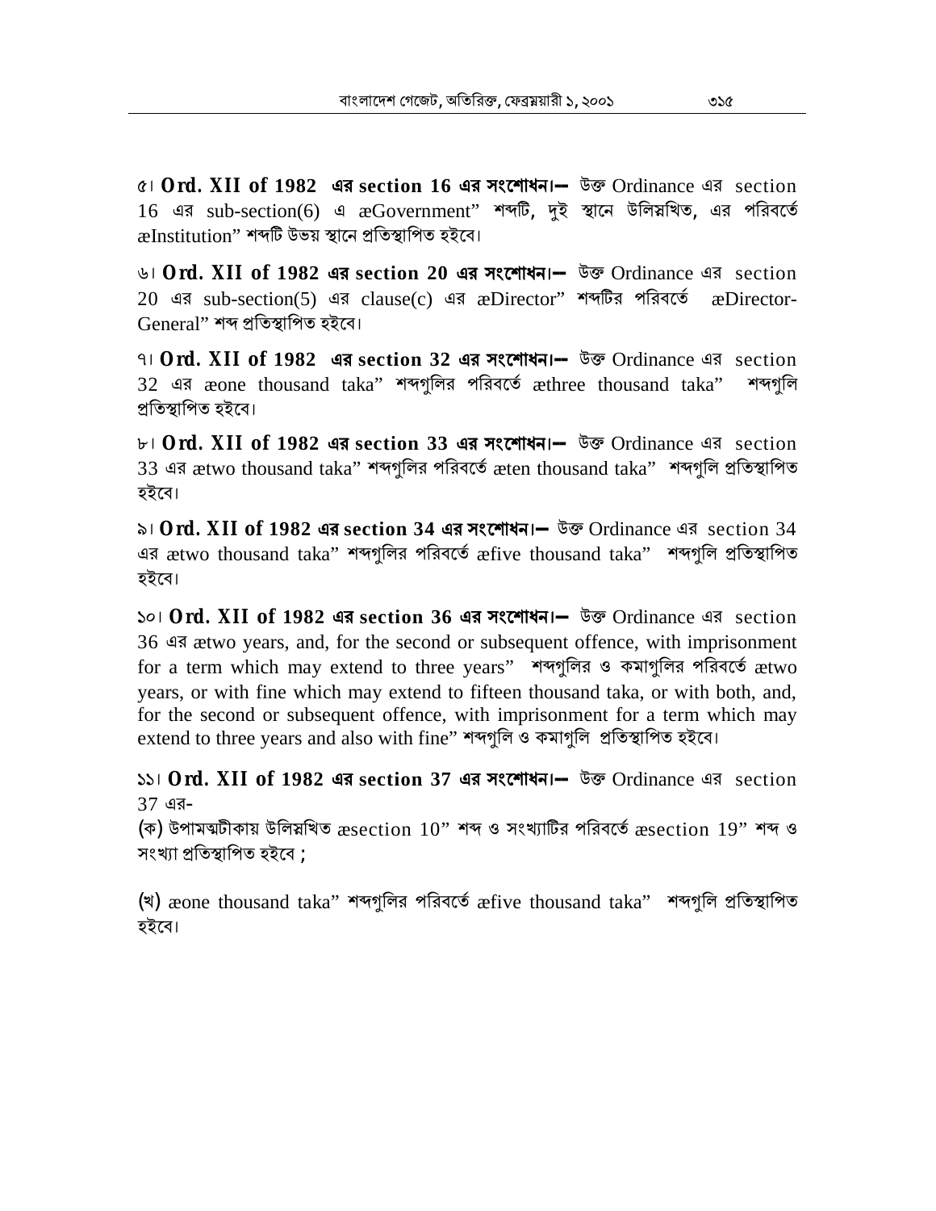৫। **Ord. XII of 1982 এর section 16 এর সংশোধন।—** উক্ত Ordinance এর section 16 এর sub-section(6) এ æGovernment" শব্দটি, দুই স্থানে উলিস্নখিত, এর পরিবর্তে æInstitution" শব্দটি উভয় স্থানে প্রতিস্থাপিত হইবে।

৬। **Ord. XII of 1982 এর section 20 এর সংশোধন।—** উক্ত Ordinance এর section 20 এর sub-section(5) এর clause(c) এর æDirector" শব্দটির পরিবর্তে æDirector-General" শব্দ প্রতিস্থাপিত হইবে।

৭। **Ord. XII of 1982 এর section 32 এর সংশোধন।—** উক্ত Ordinance এর section 32 এর æone thousand taka" শব্দগুলির পরিবর্তে æthree thousand taka" শব্দগুলি প্রতিস্থাপিত হইবে।

৮। **Ord. XII of 1982 এর section 33 এর সংশোধন।—** উক্ত Ordinance এর section 33 এর ætwo thousand taka" শব্দগুলির পরিবর্তে æten thousand taka" শব্দগুলি প্রতিস্থাপিত হইবে।

৯। **Ord. XII of 1982 এর section 34 এর সংশোধন।—** উক্ত Ordinance এর section 34 এর ætwo thousand taka" শব্দগুলির পরিবর্তে æfive thousand taka" শব্দগুলি প্রতিস্থাপিত হইবে।

১০। **Ord. XII of 1982 এর section 36 এর সংশোধন।—** উক্ত Ordinance এর section 36 এর ætwo years, and, for the second or subsequent offence, with imprisonment for a term which may extend to three years" শব্দগুলির ও কমাগুলির পরিবর্তে ætwo years, or with fine which may extend to fifteen thousand taka, or with both, and, for the second or subsequent offence, with imprisonment for a term which may extend to three years and also with fine" শব্দগুলি ও কমাগুলি প্রতিস্থাপিত হইবে।

১১। **Ord. XII of 1982 এর section 37 এর সংশোধন।—** উক্ত Ordinance এর section 37 এর-

(ক) উপামত্মটীকায় উলিস্নখিত æsection 10" শব্দ ও সংখ্যাটির পরিবর্তে æsection 19" শব্দ ও সংখ্যা প্রতিস্থাপিত হইবে ;

(খ) æone thousand taka" শব্দগুলির পরিবর্তে æfive thousand taka" শব্দগুলি প্রতিস্থাপিত হইবে।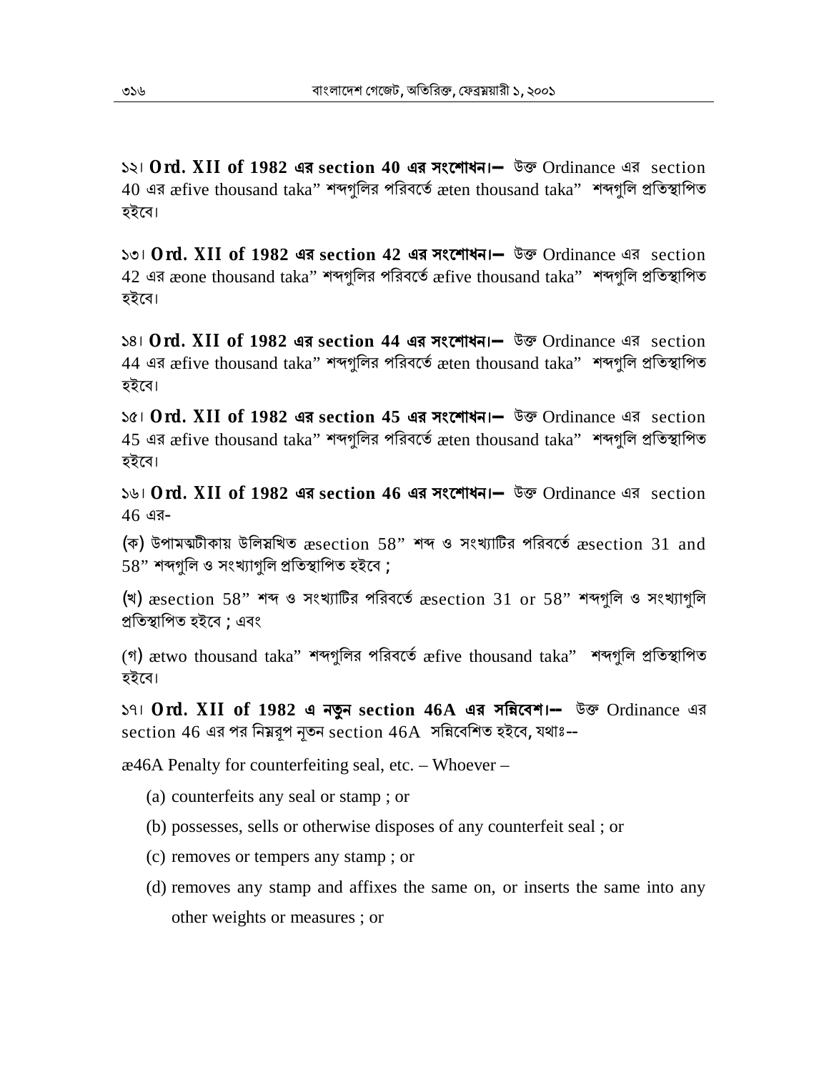**১২। Ord. XII of 1982 এর section 40 এর সংশোধন।—** উক্ত Ordinance এর section 40 এর æfive thousand taka" শব্দগুলির পরিবর্তে æten thousand taka" শব্দগুলি প্রতিস্থাপিত হইবে।

**১৩। Ord. XII of 1982 এর section 42 এর সংশোধন।—** উক্ত Ordinance এর section 42 এর æone thousand taka" শব্দগুলির পরিবর্তে æfive thousand taka" শব্দগুলি প্রতিস্থাপিত হইবে।

**১৪। Ord. XII of 1982 এর section 44 এর সংশোধন।—** উক্ত Ordinance এর section 44 এর æfive thousand taka" শব্দগুলির পরিবর্তে æten thousand taka" শব্দগুলি প্রতিস্থাপিত হইবে।

**১৫। Ord. XII of 1982 এর section 45 এর সংশোধন।—** উক্ত Ordinance এর section 45 এর æfive thousand taka" শব্দগুলির পরিবর্তে æten thousand taka" শব্দগুলি প্রতিস্থাপিত হইবে।

**১৬। Ord. XII of 1982 এর section 46 এর সংশোধন।—** উক্ত Ordinance এর section 46 এর-

(ক) উপান্তটীকায় উল্লিখিত æsection 58" শব্দ ও সংখ্যাটির পরিবর্তে æsection 31 and 58" শব্দগুলি ও সংখ্যাগুলি প্রতিস্থাপিত হইবে ;

(খ) æsection 58" শব্দ ও সংখ্যাটির পরিবর্তে æsection 31 or 58" শব্দগুলি ও সংখ্যাগুলি প্রতিস্থাপিত হইবে ; এবং

(গ) ætwo thousand taka" শব্দগুলির পরিবর্তে æfive thousand taka" শব্দগুলি প্রতিস্থাপিত হইবে।

**১৭। Ord. XII of 1982 এ নতুন section 46A এর সন্নিবেশ।--** উক্ত Ordinance এর section 46 এর পর নিম্নরূপ নূতন section 46A সন্নিবেশিত হইবে, যথাঃ--

æ46A Penalty for counterfeiting seal, etc. – Whoever –

(a) counterfeits any seal or stamp ; or

(b) possesses, sells or otherwise disposes of any counterfeit seal ; or

(c) removes or tempers any stamp ; or

(d) removes any stamp and affixes the same on, or inserts the same into any other weights or measures ; or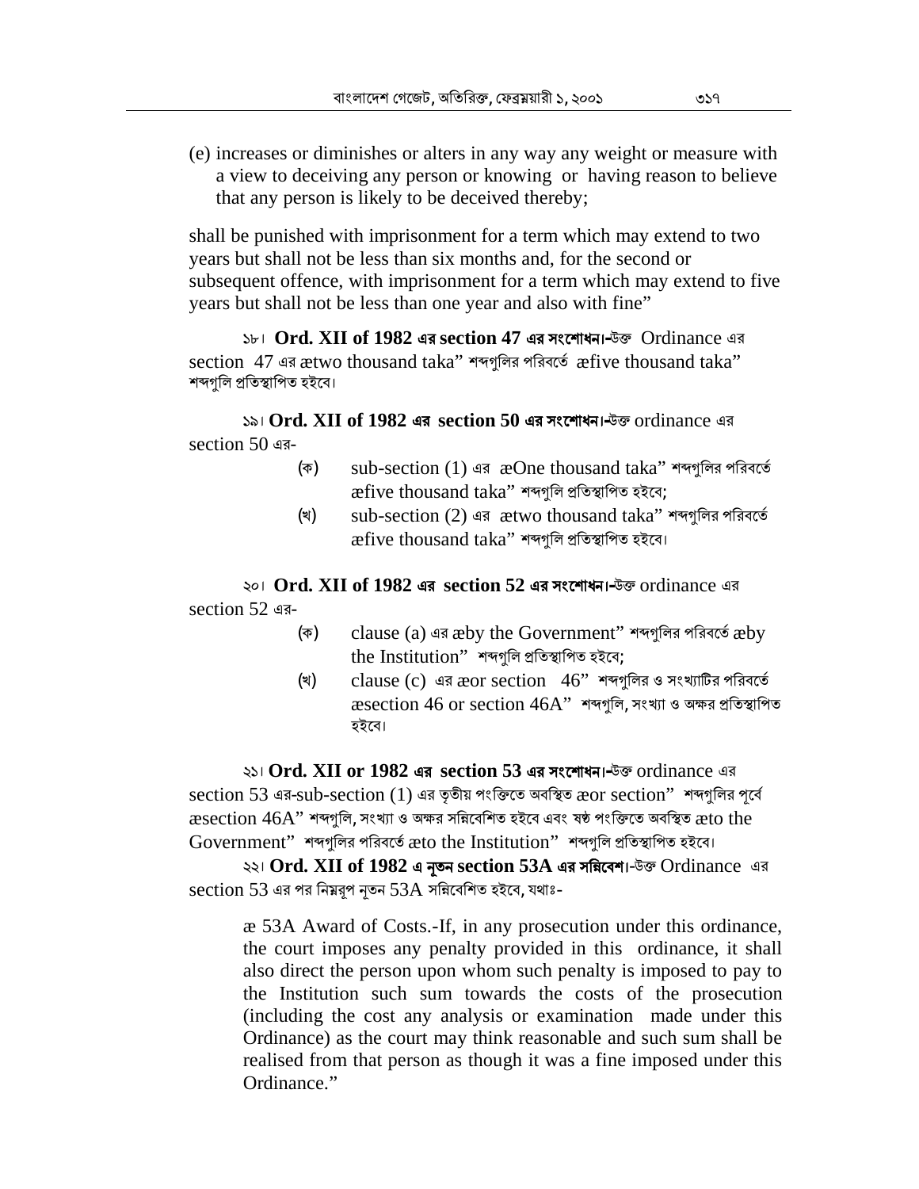(e) increases or diminishes or alters in any way any weight or measure with a view to deceiving any person or knowing or having reason to believe that any person is likely to be deceived thereby;

shall be punished with imprisonment for a term which may extend to two years but shall not be less than six months and, for the second or subsequent offence, with imprisonment for a term which may extend to five years but shall not be less than one year and also with fine"

১৮। **Ord. XII of 1982 এর section 47 এর সংশোধন।**-উক্ত Ordinance এর section 47 এর ætwo thousand taka" শব্দগুলির পরিবর্তে æfive thousand taka" শব্দগুলি প্রতিস্থাপিত হইবে।

১৯। **Ord. XII of 1982 এর section 50 এর সংশোধন।**-উক্ত ordinance এর section 50 এর-

(ক) sub-section (1) এর æOne thousand taka" শব্দগুলির পরিবর্তে æfive thousand taka" শব্দগুলি প্রতিস্থাপিত হইবে;

(খ) sub-section (2) এর ætwo thousand taka" শব্দগুলির পরিবর্তে æfive thousand taka" শব্দগুলি প্রতিস্থাপিত হইবে।

২০। **Ord. XII of 1982 এর section 52 এর সংশোধন।**-উক্ত ordinance এর section 52 এর-

(ক) clause (a) এর æby the Government" শব্দগুলির পরিবর্তে æby the Institution" শব্দগুলি প্রতিস্থাপিত হইবে;

(খ) clause (c) এর æor section 46" শব্দগুলির ও সংখ্যাটির পরিবর্তে æsection 46 or section 46A" শব্দগুলি, সংখ্যা ও অক্ষর প্রতিস্থাপিত হইবে।

২১। **Ord. XII or 1982 এর section 53 এর সংশোধন।**-উক্ত ordinance এর section 53 এর-sub-section (1) এর তৃতীয় পংক্তিতে অবস্থিত æor section" শব্দগুলির পূর্বে æsection 46A" শব্দগুলি, সংখ্যা ও অক্ষর সন্নিবেশিত হইবে এবং ষষ্ঠ পংক্তিতে অবস্থিত æto the Government" শব্দগুলির পরিবর্তে æto the Institution" শব্দগুলি প্রতিস্থাপিত হইবে।

২২। **Ord. XII of 1982 এ নূতন section 53A এর সন্নিবেশ।**-উক্ত Ordinance এর section 53 এর পর নিম্নরূপ নূতন 53A সন্নিবেশিত হইবে, যথাঃ-

> æ 53A Award of Costs.-If, in any prosecution under this ordinance, the court imposes any penalty provided in this ordinance, it shall also direct the person upon whom such penalty is imposed to pay to the Institution such sum towards the costs of the prosecution (including the cost any analysis or examination made under this Ordinance) as the court may think reasonable and such sum shall be realised from that person as though it was a fine imposed under this Ordinance."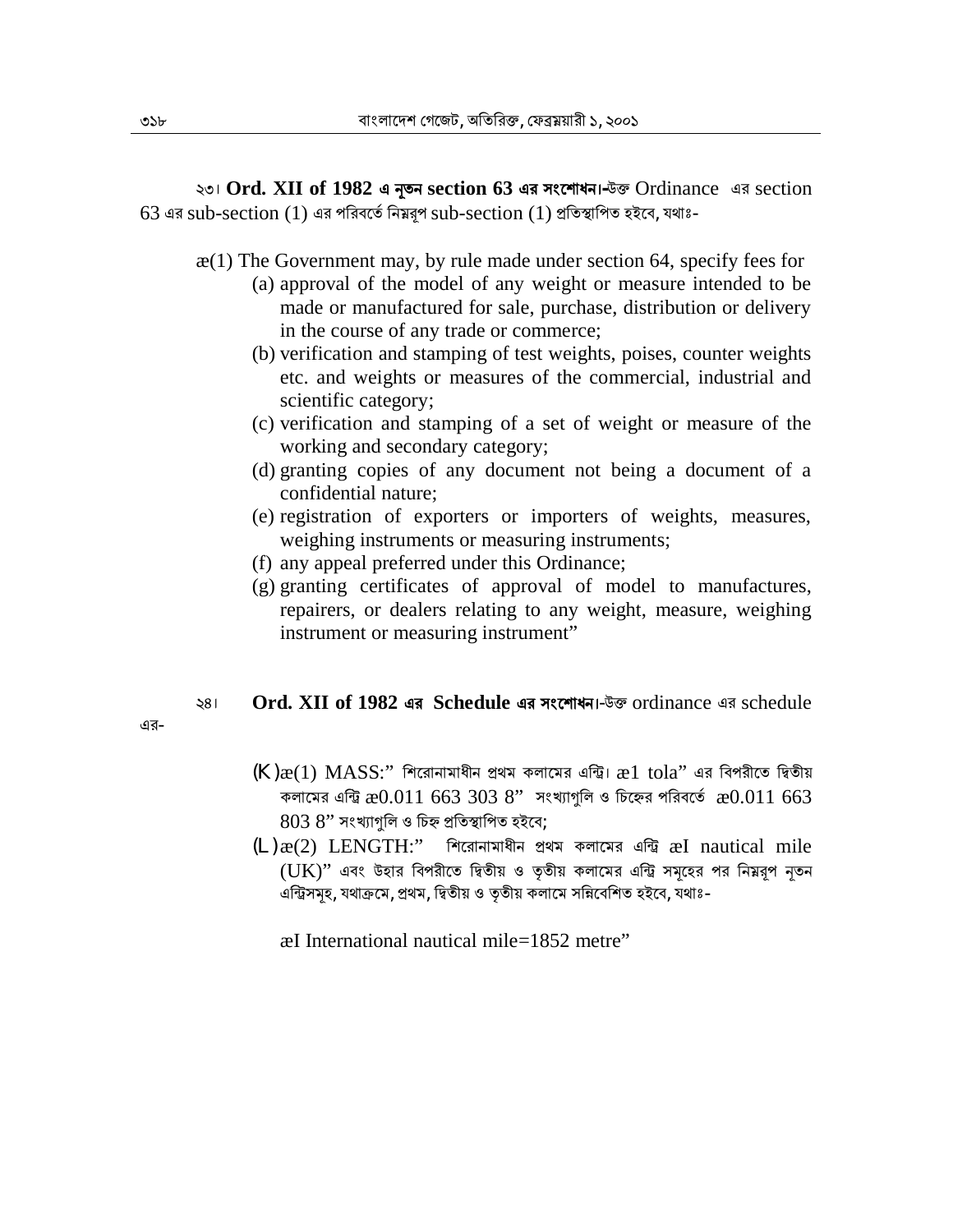২৩। **Ord. XII of 1982 এ নূতন section 63 এর সংশোধন।-**উক্ত Ordinance এর section 63 এর sub-section (1) এর পরিবর্তে নিম্নরূপ sub-section (1) প্রতিস্থাপিত হইবে, যথাঃ-

æ(1) The Government may, by rule made under section 64, specify fees for

(a) approval of the model of any weight or measure intended to be made or manufactured for sale, purchase, distribution or delivery in the course of any trade or commerce;

(b) verification and stamping of test weights, poises, counter weights etc. and weights or measures of the commercial, industrial and scientific category;

(c) verification and stamping of a set of weight or measure of the working and secondary category;

(d) granting copies of any document not being a document of a confidential nature;

(e) registration of exporters or importers of weights, measures, weighing instruments or measuring instruments;

(f) any appeal preferred under this Ordinance;

(g) granting certificates of approval of model to manufactures, repairers, or dealers relating to any weight, measure, weighing instrument or measuring instrument"

২৪। **Ord. XII of 1982 এর Schedule এর সংশোধন।-**উক্ত ordinance এর schedule এর-

(K) æ(1) MASS:" শিরোনামাধীন প্রথম কলামের এন্ট্রি। æ1 tola" এর বিপরীতে দ্বিতীয় কলামের এন্ট্রি æ0.011 663 303 8" সংখ্যাগুলি ও চিহ্নের পরিবর্তে æ0.011 663 803 8" সংখ্যাগুলি ও চিহ্ন প্রতিস্থাপিত হইবে;

(L) æ(2) LENGTH:" শিরোনামাধীন প্রথম কলামের এন্ট্রি æI nautical mile (UK)" এবং উহার বিপরীতে দ্বিতীয় ও তৃতীয় কলামের এন্ট্রি সমূহের পর নিম্নরূপ নূতন এন্ট্রিসমূহ, যথাক্রমে, প্রথম, দ্বিতীয় ও তৃতীয় কলামে সন্নিবেশিত হইবে, যথাঃ-

æI International nautical mile=1852 metre"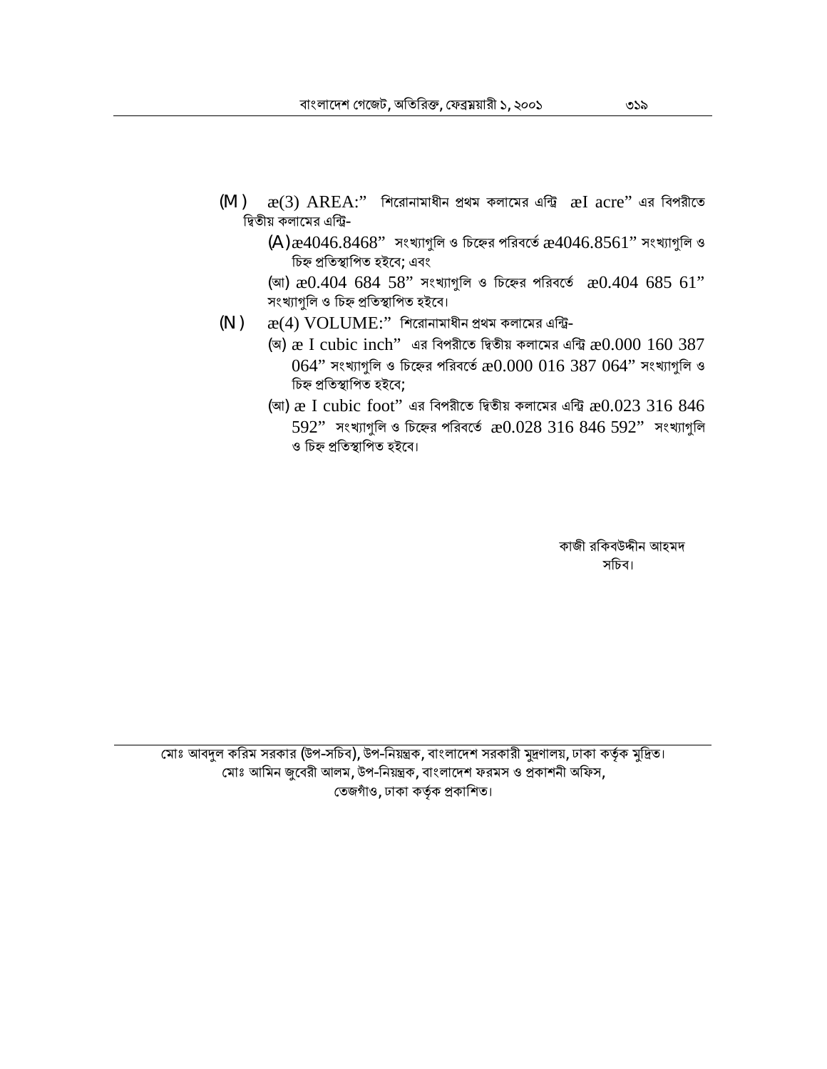(M) æ(3) AREA:" শিরোনামাধীন প্রথম কলামের এন্ট্রি æI acre" এর বিপরীতে দ্বিতীয় কলামের এন্ট্রি-

(A) æ4046.8468" সংখ্যাগুলি ও চিহ্নের পরিবর্তে æ4046.8561" সংখ্যাগুলি ও চিহ্ন প্রতিস্থাপিত হইবে; এবং

(আ) æ0.404 684 58" সংখ্যাগুলি ও চিহ্নের পরিবর্তে æ0.404 685 61" সংখ্যাগুলি ও চিহ্ন প্রতিস্থাপিত হইবে।

(N) æ(4) VOLUME:" শিরোনামাধীন প্রথম কলামের এন্ট্রি-

(অ) æ I cubic inch" এর বিপরীতে দ্বিতীয় কলামের এন্ট্রি æ0.000 160 387 064" সংখ্যাগুলি ও চিহ্নের পরিবর্তে æ0.000 016 387 064" সংখ্যাগুলি ও চিহ্ন প্রতিস্থাপিত হইবে;

(আ) æ I cubic foot" এর বিপরীতে দ্বিতীয় কলামের এন্ট্রি æ0.023 316 846 592" সংখ্যাগুলি ও চিহ্নের পরিবর্তে æ0.028 316 846 592" সংখ্যাগুলি ও চিহ্ন প্রতিস্থাপিত হইবে।

কাজী রকিবউদ্দীন আহমদ
সচিব।

মোঃ আবদুল করিম সরকার (উপ-সচিব), উপ-নিয়ন্ত্রক, বাংলাদেশ সরকারী মুদ্রণালয়, ঢাকা কর্তৃক মুদ্রিত।
মোঃ আমিন জুবেরী আলম, উপ-নিয়ন্ত্রক, বাংলাদেশ ফরমস ও প্রকাশনী অফিস,
তেজগাঁও, ঢাকা কর্তৃক প্রকাশিত।